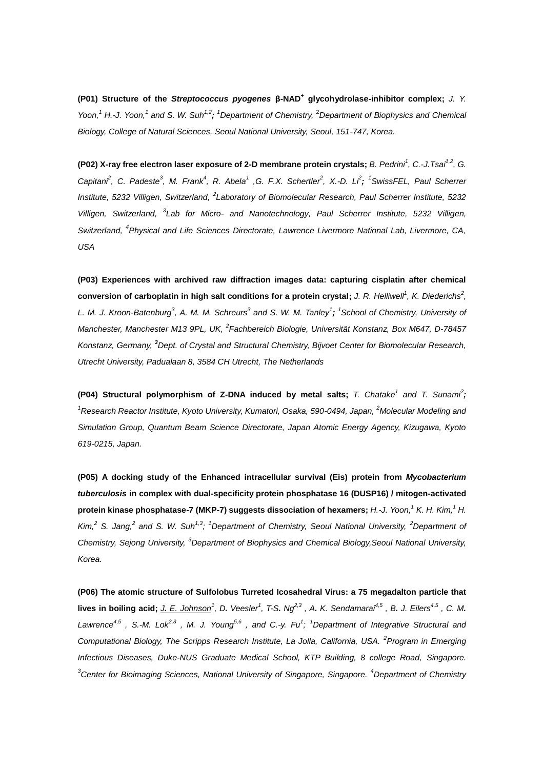**(P01) Structure of the *Streptococcus pyogenes* β-NAD$^+$ glycohydrolase-inhibitor complex;** *J. Y. Yoon,[1] H.-J. Yoon,[1] and S. W. Suh[1,2]; [1]Department of Chemistry, [2]Department of Biophysics and Chemical Biology, College of Natural Sciences, Seoul National University, Seoul, 151-747, Korea.*

**(P02) X-ray free electron laser exposure of 2-D membrane protein crystals;** *B. Pedrini[1], C.-J.Tsai[1,2], G. Capitani[2], C. Padeste[3], M. Frank[4], R. Abela[1] ,G. F.X. Schertler[2], X.-D. Li[2]; [1]SwissFEL, Paul Scherrer Institute, 5232 Villigen, Switzerland, [2]Laboratory of Biomolecular Research, Paul Scherrer Institute, 5232 Villigen, Switzerland, [3]Lab for Micro- and Nanotechnology, Paul Scherrer Institute, 5232 Villigen, Switzerland, [4]Physical and Life Sciences Directorate, Lawrence Livermore National Lab, Livermore, CA, USA*

**(P03) Experiences with archived raw diffraction images data: capturing cisplatin after chemical conversion of carboplatin in high salt conditions for a protein crystal;** *J. R. Helliwell[1], K. Diederichs[2], L. M. J. Kroon-Batenburg[3], A. M. M. Schreurs[3] and S. W. M. Tanley[1]; [1]School of Chemistry, University of Manchester, Manchester M13 9PL, UK, [2]Fachbereich Biologie, Universität Konstanz, Box M647, D-78457 Konstanz, Germany, [3]Dept. of Crystal and Structural Chemistry, Bijvoet Center for Biomolecular Research, Utrecht University, Padualaan 8, 3584 CH Utrecht, The Netherlands*

**(P04) Structural polymorphism of Z-DNA induced by metal salts;** *T. Chatake[1] and T. Sunami[2]; [1]Research Reactor Institute, Kyoto University, Kumatori, Osaka, 590-0494, Japan, [2]Molecular Modeling and Simulation Group, Quantum Beam Science Directorate, Japan Atomic Energy Agency, Kizugawa, Kyoto 619-0215, Japan.*

**(P05) A docking study of the Enhanced intracellular survival (Eis) protein from *Mycobacterium tuberculosis* in complex with dual-specificity protein phosphatase 16 (DUSP16) / mitogen-activated protein kinase phosphatase-7 (MKP-7) suggests dissociation of hexamers;** *H.-J. Yoon,[1] K. H. Kim,[1] H. Kim,[2] S. Jang,[2] and S. W. Suh[1,3]; [1]Department of Chemistry, Seoul National University, [2]Department of Chemistry, Sejong University, [3]Department of Biophysics and Chemical Biology,Seoul National University, Korea.*

**(P06) The atomic structure of Sulfolobus Turreted Icosahedral Virus: a 75 megadalton particle that lives in boiling acid;** *J. E. Johnson[1], D. Veesler[1], T-S. Ng[2,3] , A. K. Sendamarai[4,5] , B. J. Eilers[4,5] , C. M. Lawrence[4,5] , S.-M. Lok[2,3] , M. J. Young[5,6] , and C.-y. Fu[1]; [1]Department of Integrative Structural and Computational Biology, The Scripps Research Institute, La Jolla, California, USA. [2]Program in Emerging Infectious Diseases, Duke-NUS Graduate Medical School, KTP Building, 8 college Road, Singapore. [3]Center for Bioimaging Sciences, National University of Singapore, Singapore. [4]Department of Chemistry*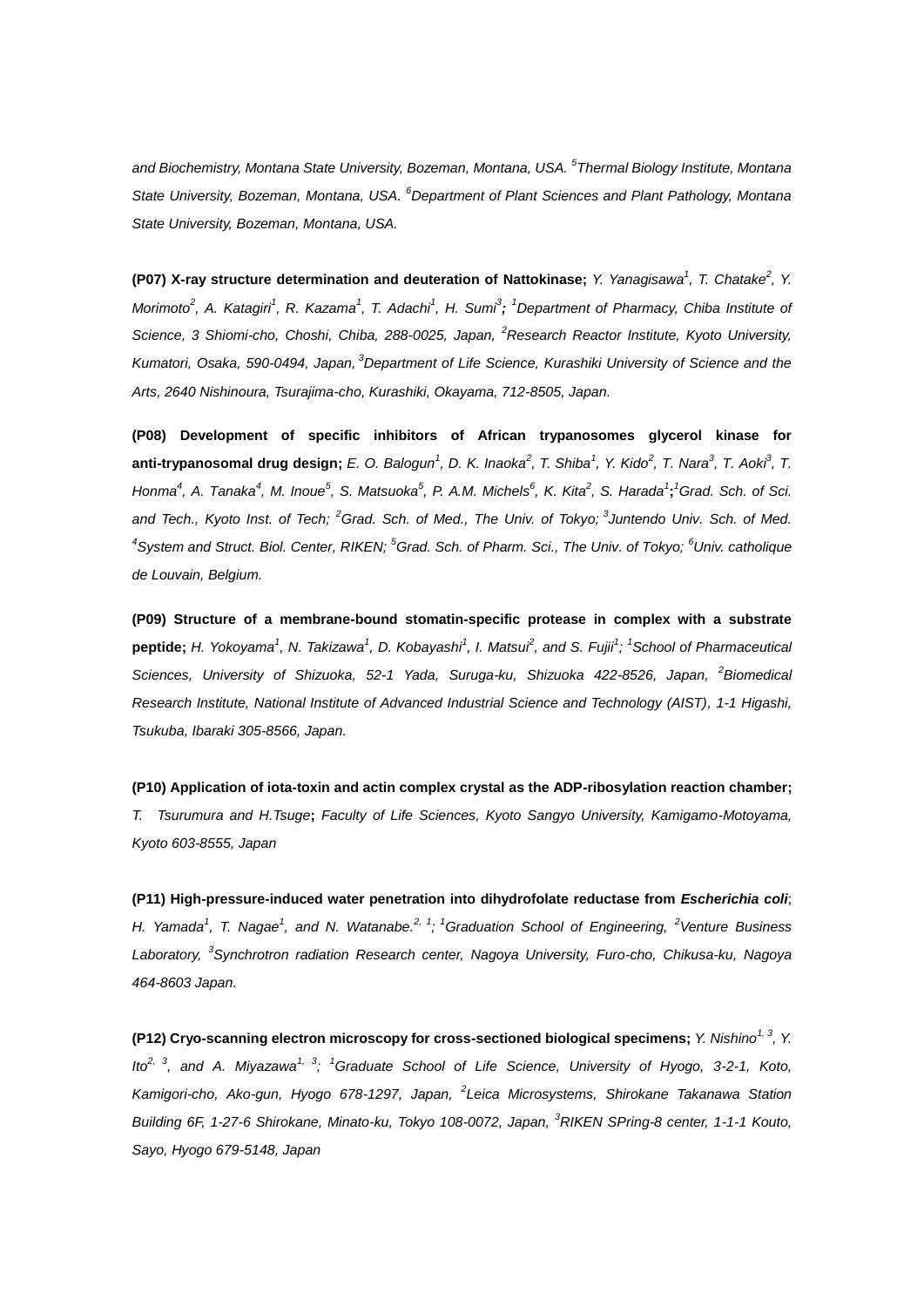*and Biochemistry, Montana State University, Bozeman, Montana, USA.* [5]*Thermal Biology Institute, Montana State University, Bozeman, Montana, USA.* [6]*Department of Plant Sciences and Plant Pathology, Montana State University, Bozeman, Montana, USA.*

**(P07) X-ray structure determination and deuteration of Nattokinase;** *Y. Yanagisawa*[1]*, T. Chatake*[2]*, Y. Morimoto*[2]*, A. Katagiri*[1]*, R. Kazama*[1]*, T. Adachi*[1]*, H. Sumi*[3]***;*** [1]*Department of Pharmacy, Chiba Institute of Science, 3 Shiomi-cho, Choshi, Chiba, 288-0025, Japan,* [2]*Research Reactor Institute, Kyoto University, Kumatori, Osaka, 590-0494, Japan,* [3]*Department of Life Science, Kurashiki University of Science and the Arts, 2640 Nishinoura, Tsurajima-cho, Kurashiki, Okayama, 712-8505, Japan.*

**(P08) Development of specific inhibitors of African trypanosomes glycerol kinase for anti-trypanosomal drug design;** *E. O. Balogun*[1]*, D. K. Inaoka*[2]*, T. Shiba*[1]*, Y. Kido*[2]*, T. Nara*[3]*, T. Aoki*[3]*, T. Honma*[4]*, A. Tanaka*[4]*, M. Inoue*[5]*, S. Matsuoka*[5]*, P. A.M. Michels*[6]*, K. Kita*[2]*, S. Harada*[1]**;**[1]*Grad. Sch. of Sci. and Tech., Kyoto Inst. of Tech;* [2]*Grad. Sch. of Med., The Univ. of Tokyo;* [3]*Juntendo Univ. Sch. of Med.* [4]*System and Struct. Biol. Center, RIKEN;* [5]*Grad. Sch. of Pharm. Sci., The Univ. of Tokyo;* [6]*Univ. catholique de Louvain, Belgium.*

**(P09) Structure of a membrane-bound stomatin-specific protease in complex with a substrate peptide;** *H. Yokoyama*[1]*, N. Takizawa*[1]*, D. Kobayashi*[1]*, I. Matsui*[2]*, and S. Fujii*[1]*;* [1]*School of Pharmaceutical Sciences, University of Shizuoka, 52-1 Yada, Suruga-ku, Shizuoka 422-8526, Japan,* [2]*Biomedical Research Institute, National Institute of Advanced Industrial Science and Technology (AIST), 1-1 Higashi, Tsukuba, Ibaraki 305-8566, Japan.*

**(P10) Application of iota-toxin and actin complex crystal as the ADP-ribosylation reaction chamber;** *T. Tsurumura and H.Tsuge***;** *Faculty of Life Sciences, Kyoto Sangyo University, Kamigamo-Motoyama, Kyoto 603-8555, Japan*

**(P11) High-pressure-induced water penetration into dihydrofolate reductase from *Escherichia coli***; *H. Yamada*[1]*, T. Nagae*[1]*, and N. Watanabe.*[2, 1]*;* [1]*Graduation School of Engineering,* [2]*Venture Business Laboratory,* [3]*Synchrotron radiation Research center, Nagoya University, Furo-cho, Chikusa-ku, Nagoya 464-8603 Japan.*

**(P12) Cryo-scanning electron microscopy for cross-sectioned biological specimens;** *Y. Nishino*[1, 3]*, Y. Ito*[2, 3]*, and A. Miyazawa*[1, 3]*;* [1]*Graduate School of Life Science, University of Hyogo, 3-2-1, Koto, Kamigori-cho, Ako-gun, Hyogo 678-1297, Japan,* [2]*Leica Microsystems, Shirokane Takanawa Station Building 6F, 1-27-6 Shirokane, Minato-ku, Tokyo 108-0072, Japan,* [3]*RIKEN SPring-8 center, 1-1-1 Kouto, Sayo, Hyogo 679-5148, Japan*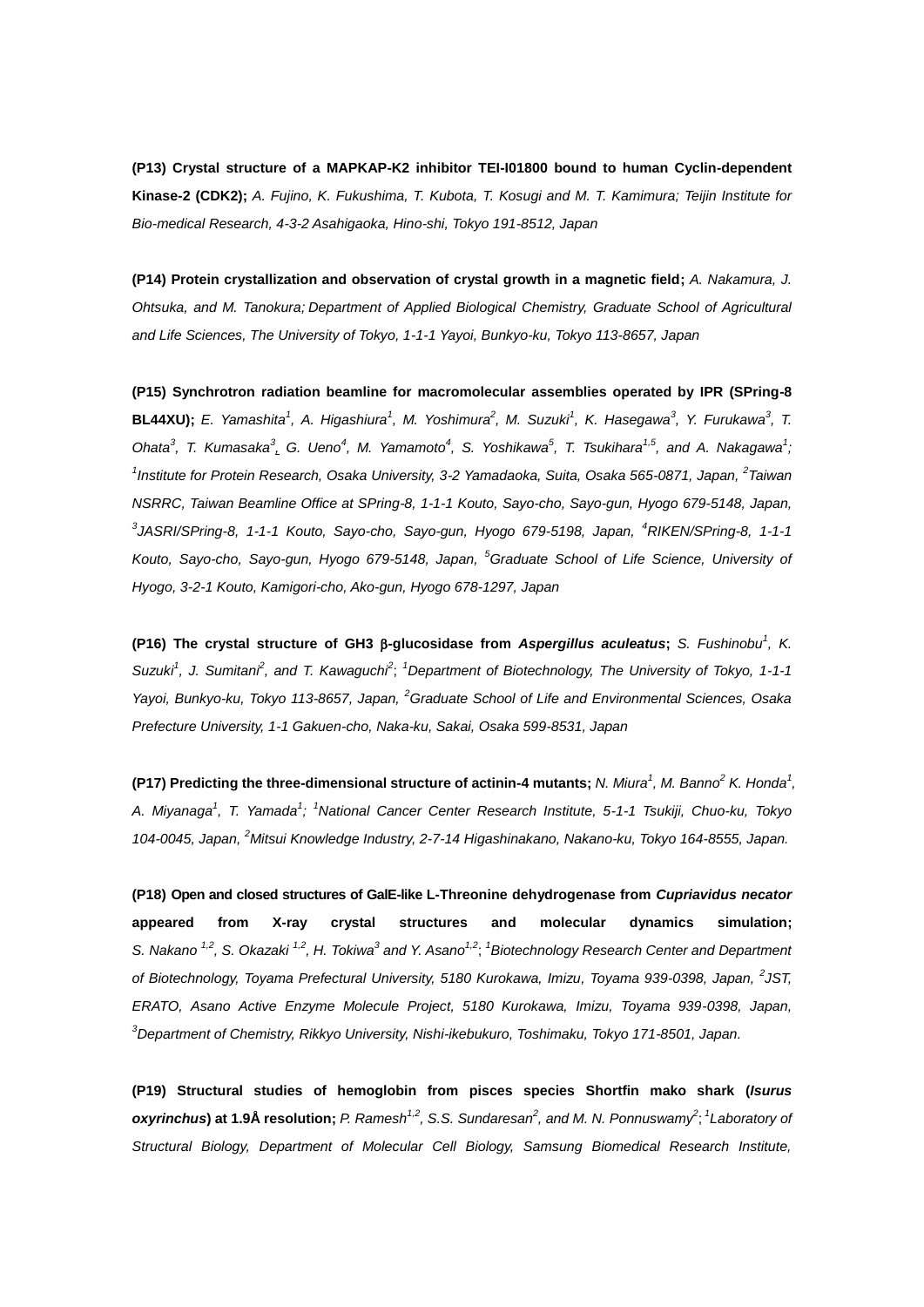**(P13) Crystal structure of a MAPKAP-K2 inhibitor TEI-I01800 bound to human Cyclin-dependent Kinase-2 (CDK2);** *A. Fujino, K. Fukushima, T. Kubota, T. Kosugi and M. T. Kamimura; Teijin Institute for Bio-medical Research, 4-3-2 Asahigaoka, Hino-shi, Tokyo 191-8512, Japan*

**(P14) Protein crystallization and observation of crystal growth in a magnetic field;** *A. Nakamura, J. Ohtsuka, and M. Tanokura; Department of Applied Biological Chemistry, Graduate School of Agricultural and Life Sciences, The University of Tokyo, 1-1-1 Yayoi, Bunkyo-ku, Tokyo 113-8657, Japan*

**(P15) Synchrotron radiation beamline for macromolecular assemblies operated by IPR (SPring-8 BL44XU);** *E. Yamashita[1], A. Higashiura[1], M. Yoshimura[2], M. Suzuki[1], K. Hasegawa[3], Y. Furukawa[3], T. Ohata[3], T. Kumasaka[3], G. Ueno[4], M. Yamamoto[4], S. Yoshikawa[5], T. Tsukihara[1,5], and A. Nakagawa[1]; [1]Institute for Protein Research, Osaka University, 3-2 Yamadaoka, Suita, Osaka 565-0871, Japan, [2]Taiwan NSRRC, Taiwan Beamline Office at SPring-8, 1-1-1 Kouto, Sayo-cho, Sayo-gun, Hyogo 679-5148, Japan, [3]JASRI/SPring-8, 1-1-1 Kouto, Sayo-cho, Sayo-gun, Hyogo 679-5198, Japan, [4]RIKEN/SPring-8, 1-1-1 Kouto, Sayo-cho, Sayo-gun, Hyogo 679-5148, Japan, [5]Graduate School of Life Science, University of Hyogo, 3-2-1 Kouto, Kamigori-cho, Ako-gun, Hyogo 678-1297, Japan*

**(P16) The crystal structure of GH3 β-glucosidase from *Aspergillus aculeatus*;** *S. Fushinobu[1], K. Suzuki[1], J. Sumitani[2], and T. Kawaguchi[2]; [1]Department of Biotechnology, The University of Tokyo, 1-1-1 Yayoi, Bunkyo-ku, Tokyo 113-8657, Japan, [2]Graduate School of Life and Environmental Sciences, Osaka Prefecture University, 1-1 Gakuen-cho, Naka-ku, Sakai, Osaka 599-8531, Japan*

**(P17) Predicting the three-dimensional structure of actinin-4 mutants;** *N. Miura[1], M. Banno[2] K. Honda[1], A. Miyanaga[1], T. Yamada[1]; [1]National Cancer Center Research Institute, 5-1-1 Tsukiji, Chuo-ku, Tokyo 104-0045, Japan, [2]Mitsui Knowledge Industry, 2-7-14 Higashinakano, Nakano-ku, Tokyo 164-8555, Japan.*

**(P18) Open and closed structures of GalE-like L-Threonine dehydrogenase from *Cupriavidus necator* appeared from X-ray crystal structures and molecular dynamics simulation;** *S. Nakano [1,2], S. Okazaki [1,2], H. Tokiwa[3] and Y. Asano[1,2]; [1]Biotechnology Research Center and Department of Biotechnology, Toyama Prefectural University, 5180 Kurokawa, Imizu, Toyama 939-0398, Japan, [2]JST, ERATO, Asano Active Enzyme Molecule Project, 5180 Kurokawa, Imizu, Toyama 939-0398, Japan, [3]Department of Chemistry, Rikkyo University, Nishi-ikebukuro, Toshimaku, Tokyo 171-8501, Japan.*

**(P19) Structural studies of hemoglobin from pisces species Shortfin mako shark (*Isurus oxyrinchus*) at 1.9Å resolution;** *P. Ramesh[1,2], S.S. Sundaresan[2], and M. N. Ponnuswamy[2]; [1]Laboratory of Structural Biology, Department of Molecular Cell Biology, Samsung Biomedical Research Institute,*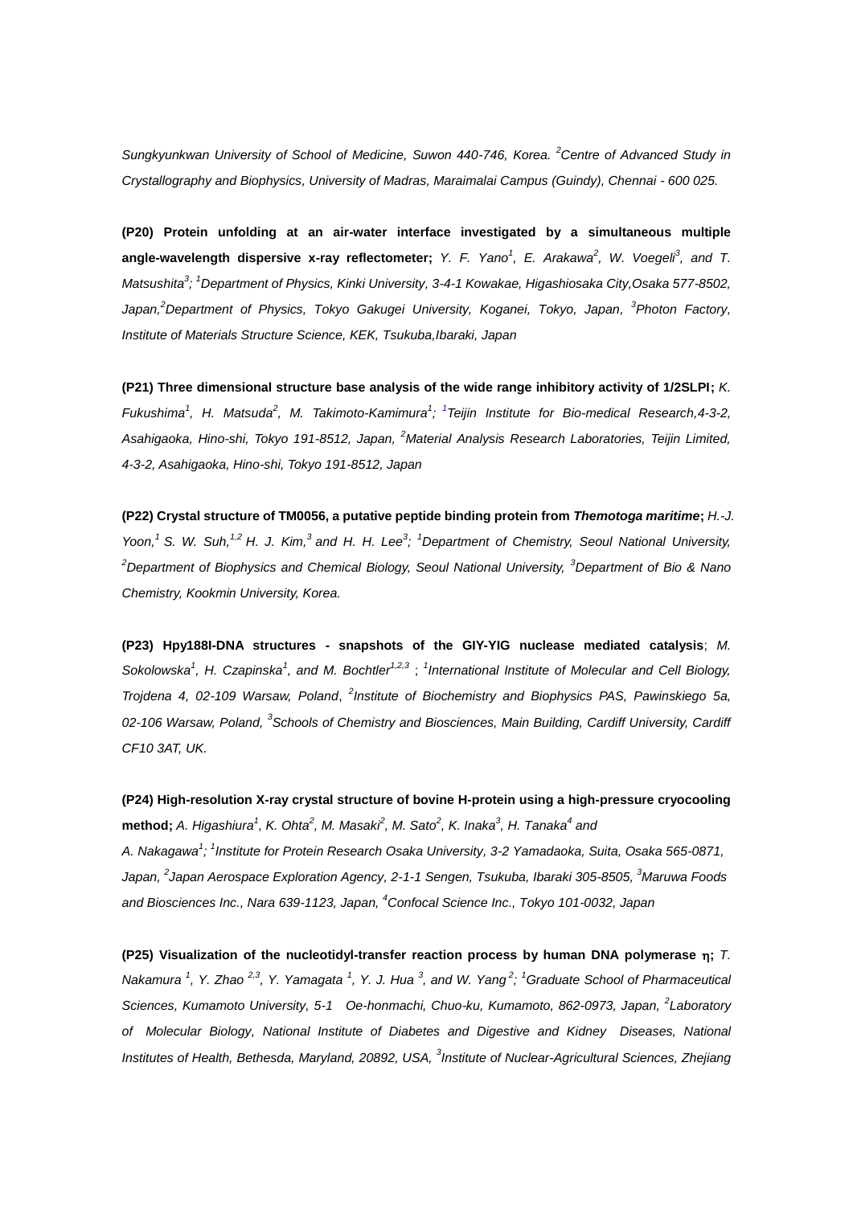*Sungkyunkwan University of School of Medicine, Suwon 440-746, Korea. [2]Centre of Advanced Study in Crystallography and Biophysics, University of Madras, Maraimalai Campus (Guindy), Chennai - 600 025.*

**(P20) Protein unfolding at an air-water interface investigated by a simultaneous multiple angle-wavelength dispersive x-ray reflectometer;** *Y. F. Yano[1], E. Arakawa[2], W. Voegeli[3], and T. Matsushita[3]; [1]Department of Physics, Kinki University, 3-4-1 Kowakae, Higashiosaka City,Osaka 577-8502, Japan,[2]Department of Physics, Tokyo Gakugei University, Koganei, Tokyo, Japan, [3]Photon Factory, Institute of Materials Structure Science, KEK, Tsukuba,Ibaraki, Japan*

**(P21) Three dimensional structure base analysis of the wide range inhibitory activity of 1/2SLPI;** *K. Fukushima[1], H. Matsuda[2], M. Takimoto-Kamimura[1]; [1]Teijin Institute for Bio-medical Research,4-3-2, Asahigaoka, Hino-shi, Tokyo 191-8512, Japan, [2]Material Analysis Research Laboratories, Teijin Limited, 4-3-2, Asahigaoka, Hino-shi, Tokyo 191-8512, Japan*

**(P22) Crystal structure of TM0056, a putative peptide binding protein from *Themotoga maritime*;** *H.-J. Yoon,[1] S. W. Suh,[1,2] H. J. Kim,[3] and H. H. Lee[3]; [1]Department of Chemistry, Seoul National University, [2]Department of Biophysics and Chemical Biology, Seoul National University, [3]Department of Bio & Nano Chemistry, Kookmin University, Korea.*

**(P23) Hpy188I-DNA structures - snapshots of the GIY-YIG nuclease mediated catalysis**; *M. Sokolowska[1], H. Czapinska[1], and M. Bochtler[1,2,3] ; [1]International Institute of Molecular and Cell Biology, Trojdena 4, 02-109 Warsaw, Poland, [2]Institute of Biochemistry and Biophysics PAS, Pawinskiego 5a, 02-106 Warsaw, Poland, [3]Schools of Chemistry and Biosciences, Main Building, Cardiff University, Cardiff CF10 3AT, UK.*

**(P24) High-resolution X-ray crystal structure of bovine H-protein using a high-pressure cryocooling method;** *A. Higashiura[1], K. Ohta[2], M. Masaki[2], M. Sato[2], K. Inaka[3], H. Tanaka[4] and A. Nakagawa[1]; [1]Institute for Protein Research Osaka University, 3-2 Yamadaoka, Suita, Osaka 565-0871, Japan, [2]Japan Aerospace Exploration Agency, 2-1-1 Sengen, Tsukuba, Ibaraki 305-8505, [3]Maruwa Foods and Biosciences Inc., Nara 639-1123, Japan, [4]Confocal Science Inc., Tokyo 101-0032, Japan*

**(P25) Visualization of the nucleotidyl-transfer reaction process by human DNA polymerase $\eta$;** *T. Nakamura [1], Y. Zhao [2,3], Y. Yamagata [1], Y. J. Hua [3], and W. Yang [2]; [1]Graduate School of Pharmaceutical Sciences, Kumamoto University, 5-1 Oe-honmachi, Chuo-ku, Kumamoto, 862-0973, Japan, [2]Laboratory of Molecular Biology, National Institute of Diabetes and Digestive and Kidney Diseases, National Institutes of Health, Bethesda, Maryland, 20892, USA, [3]Institute of Nuclear-Agricultural Sciences, Zhejiang*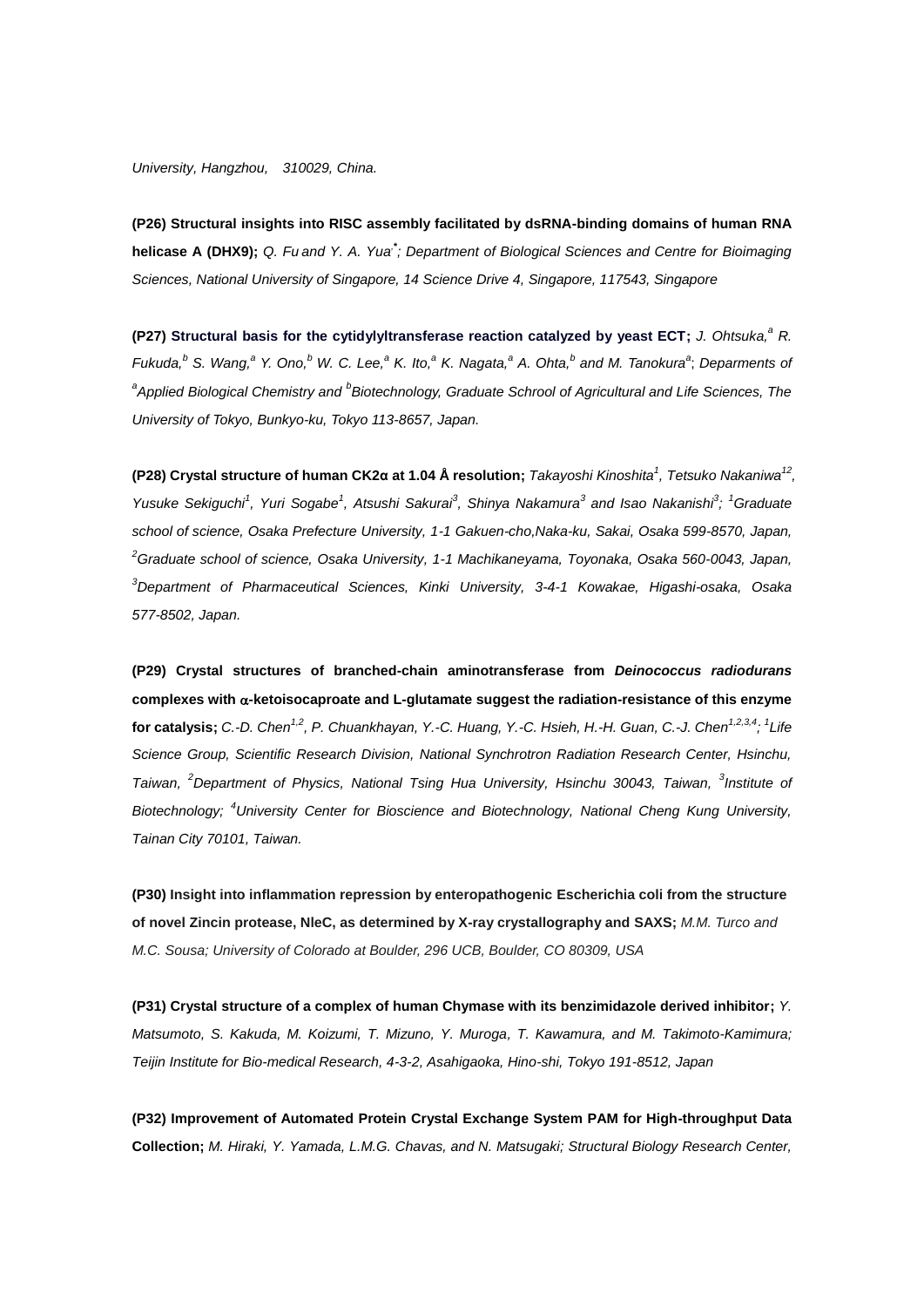University, Hangzhou, 310029, China.

**(P26) Structural insights into RISC assembly facilitated by dsRNA-binding domains of human RNA helicase A (DHX9);** *Q. Fu and Y. A. Yua*[*]*; Department of Biological Sciences and Centre for Bioimaging Sciences, National University of Singapore, 14 Science Drive 4, Singapore, 117543, Singapore*

**(P27) Structural basis for the cytidylyltransferase reaction catalyzed by yeast ECT;** *J. Ohtsuka,*[a] *R. Fukuda,*[b] *S. Wang,*[a] *Y. Ono,*[b] *W. C. Lee,*[a] *K. Ito,*[a] *K. Nagata,*[a] *A. Ohta,*[b] *and M. Tanokura*[a]*; Deparments of* [a]*Applied Biological Chemistry and* [b]*Biotechnology, Graduate Schrool of Agricultural and Life Sciences, The University of Tokyo, Bunkyo-ku, Tokyo 113-8657, Japan.*

**(P28) Crystal structure of human CK2α at 1.04 Å resolution;** *Takayoshi Kinoshita*[1]*, Tetsuko Nakaniwa*[12]*, Yusuke Sekiguchi*[1]*, Yuri Sogabe*[1]*, Atsushi Sakurai*[3]*, Shinya Nakamura*[3] *and Isao Nakanishi*[3]*;* [1]*Graduate school of science, Osaka Prefecture University, 1-1 Gakuen-cho,Naka-ku, Sakai, Osaka 599-8570, Japan,* [2]*Graduate school of science, Osaka University, 1-1 Machikaneyama, Toyonaka, Osaka 560-0043, Japan,* [3]*Department of Pharmaceutical Sciences, Kinki University, 3-4-1 Kowakae, Higashi-osaka, Osaka 577-8502, Japan.*

**(P29) Crystal structures of branched-chain aminotransferase from *Deinococcus radiodurans* complexes with α-ketoisocaproate and L-glutamate suggest the radiation-resistance of this enzyme for catalysis;** *C.-D. Chen*[1,2]*, P. Chuankhayan, Y.-C. Huang, Y.-C. Hsieh, H.-H. Guan, C.-J. Chen*[1,2,3,4]*;* [1]*Life Science Group, Scientific Research Division, National Synchrotron Radiation Research Center, Hsinchu, Taiwan,* [2]*Department of Physics, National Tsing Hua University, Hsinchu 30043, Taiwan,* [3]*Institute of Biotechnology;* [4]*University Center for Bioscience and Biotechnology, National Cheng Kung University, Tainan City 70101, Taiwan.*

**(P30) Insight into inflammation repression by enteropathogenic Escherichia coli from the structure of novel Zincin protease, NleC, as determined by X-ray crystallography and SAXS;** *M.M. Turco and M.C. Sousa; University of Colorado at Boulder, 296 UCB, Boulder, CO 80309, USA*

**(P31) Crystal structure of a complex of human Chymase with its benzimidazole derived inhibitor;** *Y. Matsumoto, S. Kakuda, M. Koizumi, T. Mizuno, Y. Muroga, T. Kawamura, and M. Takimoto-Kamimura; Teijin Institute for Bio-medical Research, 4-3-2, Asahigaoka, Hino-shi, Tokyo 191-8512, Japan*

**(P32) Improvement of Automated Protein Crystal Exchange System PAM for High-throughput Data Collection;** *M. Hiraki, Y. Yamada, L.M.G. Chavas, and N. Matsugaki; Structural Biology Research Center,*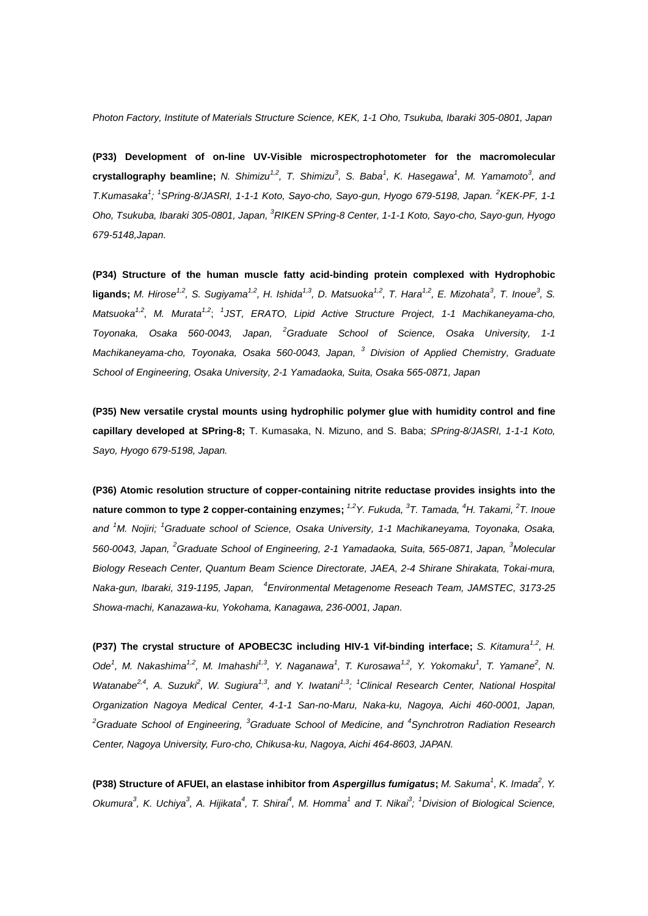*Photon Factory, Institute of Materials Structure Science, KEK, 1-1 Oho, Tsukuba, Ibaraki 305-0801, Japan*

**(P33) Development of on-line UV-Visible microspectrophotometer for the macromolecular crystallography beamline;** *N. Shimizu[1,2], T. Shimizu[3], S. Baba[1], K. Hasegawa[1], M. Yamamoto[3], and T.Kumasaka[1]; [1]SPring-8/JASRI, 1-1-1 Koto, Sayo-cho, Sayo-gun, Hyogo 679-5198, Japan. [2]KEK-PF, 1-1 Oho, Tsukuba, Ibaraki 305-0801, Japan, [3]RIKEN SPring-8 Center, 1-1-1 Koto, Sayo-cho, Sayo-gun, Hyogo 679-5148,Japan.*

**(P34) Structure of the human muscle fatty acid-binding protein complexed with Hydrophobic ligands;** *M. Hirose[1,2], S. Sugiyama[1,2], H. Ishida[1,3], D. Matsuoka[1,2], T. Hara[1,2], E. Mizohata[3], T. Inoue[3], S. Matsuoka[1,2], M. Murata[1,2]; [1]JST, ERATO, Lipid Active Structure Project, 1-1 Machikaneyama-cho, Toyonaka, Osaka 560-0043, Japan, [2]Graduate School of Science, Osaka University, 1-1 Machikaneyama-cho, Toyonaka, Osaka 560-0043, Japan, [3] Division of Applied Chemistry, Graduate School of Engineering, Osaka University, 2-1 Yamadaoka, Suita, Osaka 565-0871, Japan*

**(P35) New versatile crystal mounts using hydrophilic polymer glue with humidity control and fine capillary developed at SPring-8;** T. Kumasaka, N. Mizuno, and S. Baba; *SPring-8/JASRI, 1-1-1 Koto, Sayo, Hyogo 679-5198, Japan.*

**(P36) Atomic resolution structure of copper-containing nitrite reductase provides insights into the nature common to type 2 copper-containing enzymes;** *[1,2]Y. Fukuda, [3]T. Tamada, [4]H. Takami, [2]T. Inoue and [1]M. Nojiri; [1]Graduate school of Science, Osaka University, 1-1 Machikaneyama, Toyonaka, Osaka, 560-0043, Japan, [2]Graduate School of Engineering, 2-1 Yamadaoka, Suita, 565-0871, Japan, [3]Molecular Biology Reseach Center, Quantum Beam Science Directorate, JAEA, 2-4 Shirane Shirakata, Tokai-mura, Naka-gun, Ibaraki, 319-1195, Japan, [4]Environmental Metagenome Reseach Team, JAMSTEC, 3173-25 Showa-machi, Kanazawa-ku, Yokohama, Kanagawa, 236-0001, Japan.*

**(P37) The crystal structure of APOBEC3C including HIV-1 Vif-binding interface;** *S. Kitamura[1,2], H. Ode[1], M. Nakashima[1,2], M. Imahashi[1,3], Y. Naganawa[1], T. Kurosawa[1,2], Y. Yokomaku[1], T. Yamane[2], N. Watanabe[2,4], A. Suzuki[2], W. Sugiura[1,3], and Y. Iwatani[1,3]; [1]Clinical Research Center, National Hospital Organization Nagoya Medical Center, 4-1-1 San-no-Maru, Naka-ku, Nagoya, Aichi 460-0001, Japan, [2]Graduate School of Engineering, [3]Graduate School of Medicine, and [4]Synchrotron Radiation Research Center, Nagoya University, Furo-cho, Chikusa-ku, Nagoya, Aichi 464-8603, JAPAN.*

**(P38) Structure of AFUEI, an elastase inhibitor from *Aspergillus fumigatus*;** *M. Sakuma[1], K. Imada[2], Y. Okumura[3], K. Uchiya[3], A. Hijikata[4], T. Shirai[4], M. Homma[1] and T. Nikai[3]; [1]Division of Biological Science,*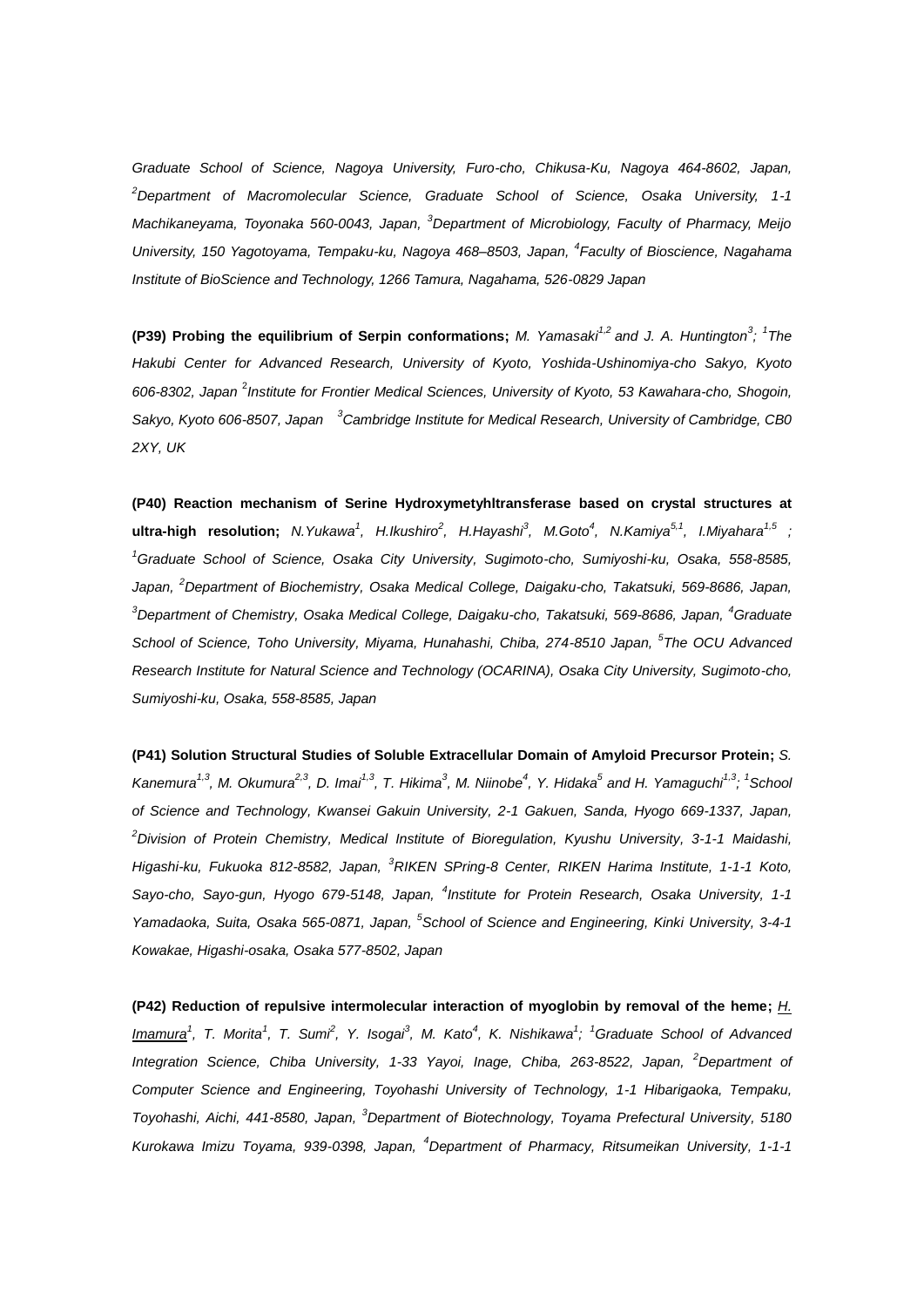*Graduate School of Science, Nagoya University, Furo-cho, Chikusa-Ku, Nagoya 464-8602, Japan, [2]Department of Macromolecular Science, Graduate School of Science, Osaka University, 1-1 Machikaneyama, Toyonaka 560-0043, Japan, [3]Department of Microbiology, Faculty of Pharmacy, Meijo University, 150 Yagotoyama, Tempaku-ku, Nagoya 468–8503, Japan, [4]Faculty of Bioscience, Nagahama Institute of BioScience and Technology, 1266 Tamura, Nagahama, 526-0829 Japan*

**(P39) Probing the equilibrium of Serpin conformations;** *M. Yamasaki[1,2] and J. A. Huntington[3]; [1]The Hakubi Center for Advanced Research, University of Kyoto, Yoshida-Ushinomiya-cho Sakyo, Kyoto 606-8302, Japan [2]Institute for Frontier Medical Sciences, University of Kyoto, 53 Kawahara-cho, Shogoin, Sakyo, Kyoto 606-8507, Japan [3]Cambridge Institute for Medical Research, University of Cambridge, CB0 2XY, UK*

**(P40) Reaction mechanism of Serine Hydroxymetyhltransferase based on crystal structures at ultra-high resolution;** *N.Yukawa[1], H.Ikushiro[2], H.Hayashi[3], M.Goto[4], N.Kamiya[5,1], I.Miyahara[1,5] ; [1]Graduate School of Science, Osaka City University, Sugimoto-cho, Sumiyoshi-ku, Osaka, 558-8585, Japan, [2]Department of Biochemistry, Osaka Medical College, Daigaku-cho, Takatsuki, 569-8686, Japan, [3]Department of Chemistry, Osaka Medical College, Daigaku-cho, Takatsuki, 569-8686, Japan, [4]Graduate School of Science, Toho University, Miyama, Hunahashi, Chiba, 274-8510 Japan, [5]The OCU Advanced Research Institute for Natural Science and Technology (OCARINA), Osaka City University, Sugimoto-cho, Sumiyoshi-ku, Osaka, 558-8585, Japan*

**(P41) Solution Structural Studies of Soluble Extracellular Domain of Amyloid Precursor Protein;** *S. Kanemura[1,3], M. Okumura[2,3], D. Imai[1,3], T. Hikima[3], M. Niinobe[4], Y. Hidaka[5] and H. Yamaguchi[1,3]; [1]School of Science and Technology, Kwansei Gakuin University, 2-1 Gakuen, Sanda, Hyogo 669-1337, Japan, [2]Division of Protein Chemistry, Medical Institute of Bioregulation, Kyushu University, 3-1-1 Maidashi, Higashi-ku, Fukuoka 812-8582, Japan, [3]RIKEN SPring-8 Center, RIKEN Harima Institute, 1-1-1 Koto, Sayo-cho, Sayo-gun, Hyogo 679-5148, Japan, [4]Institute for Protein Research, Osaka University, 1-1 Yamadaoka, Suita, Osaka 565-0871, Japan, [5]School of Science and Engineering, Kinki University, 3-4-1 Kowakae, Higashi-osaka, Osaka 577-8502, Japan*

**(P42) Reduction of repulsive intermolecular interaction of myoglobin by removal of the heme;** *H. Imamura[1], T. Morita[1], T. Sumi[2], Y. Isogai[3], M. Kato[4], K. Nishikawa[1]; [1]Graduate School of Advanced Integration Science, Chiba University, 1-33 Yayoi, Inage, Chiba, 263-8522, Japan, [2]Department of Computer Science and Engineering, Toyohashi University of Technology, 1-1 Hibarigaoka, Tempaku, Toyohashi, Aichi, 441-8580, Japan, [3]Department of Biotechnology, Toyama Prefectural University, 5180 Kurokawa Imizu Toyama, 939-0398, Japan, [4]Department of Pharmacy, Ritsumeikan University, 1-1-1*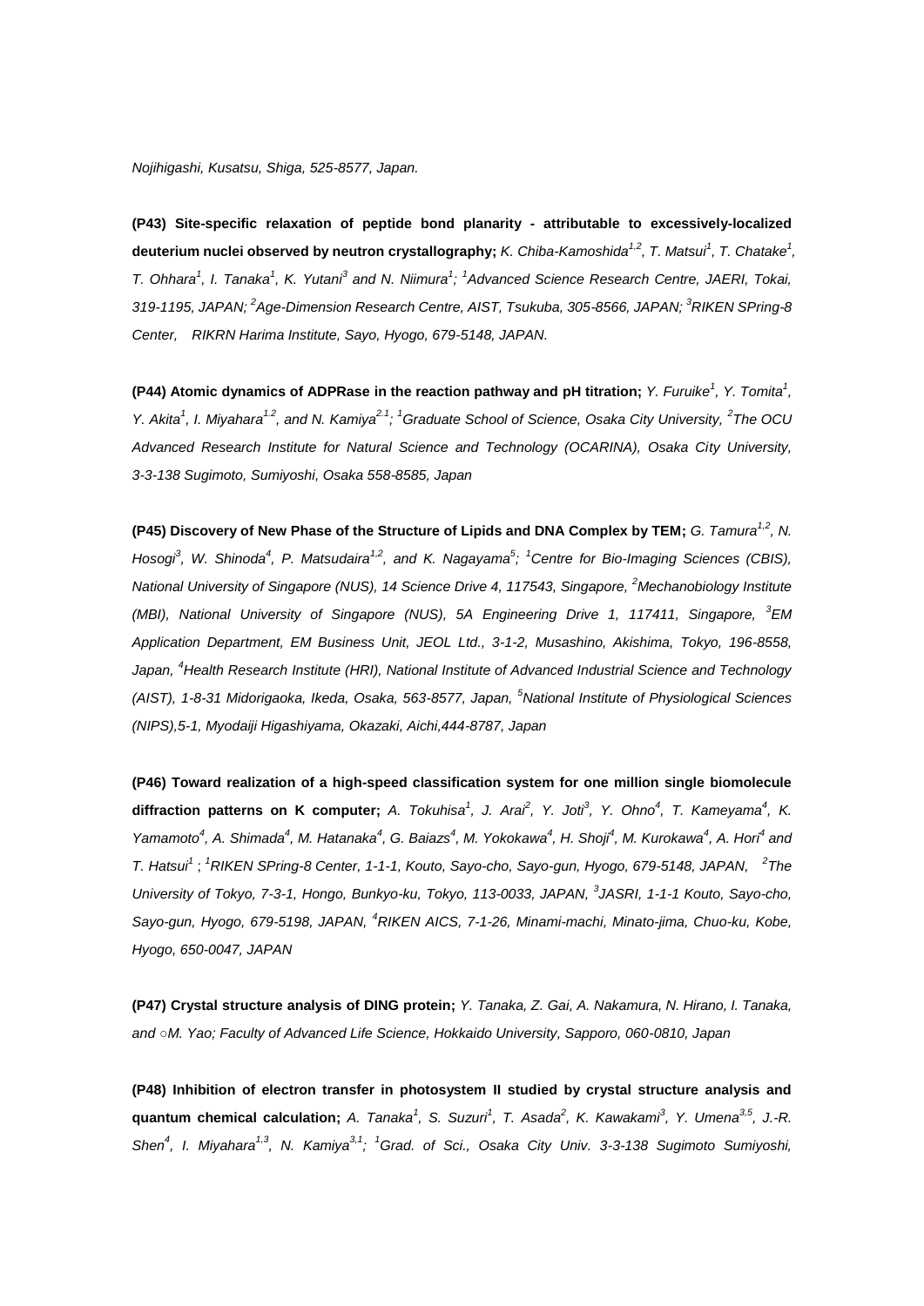*Nojihigashi, Kusatsu, Shiga, 525-8577, Japan.*

**(P43) Site-specific relaxation of peptide bond planarity - attributable to excessively-localized deuterium nuclei observed by neutron crystallography;** *K. Chiba-Kamoshida[1,2], T. Matsui[1], T. Chatake[1], T. Ohhara[1], I. Tanaka[1], K. Yutani[3] and N. Niimura[1]; [1]Advanced Science Research Centre, JAERI, Tokai, 319-1195, JAPAN; [2]Age-Dimension Research Centre, AIST, Tsukuba, 305-8566, JAPAN; [3]RIKEN SPring-8 Center, RIKRN Harima Institute, Sayo, Hyogo, 679-5148, JAPAN.*

**(P44) Atomic dynamics of ADPRase in the reaction pathway and pH titration;** *Y. Furuike[1], Y. Tomita[1], Y. Akita[1], I. Miyahara[1,2], and N. Kamiya[2.1]; [1]Graduate School of Science, Osaka City University, [2]The OCU Advanced Research Institute for Natural Science and Technology (OCARINA), Osaka City University, 3-3-138 Sugimoto, Sumiyoshi, Osaka 558-8585, Japan*

**(P45) Discovery of New Phase of the Structure of Lipids and DNA Complex by TEM;** *G. Tamura[1,2], N. Hosogi[3], W. Shinoda[4], P. Matsudaira[1,2], and K. Nagayama[5]; [1]Centre for Bio-Imaging Sciences (CBIS), National University of Singapore (NUS), 14 Science Drive 4, 117543, Singapore, [2]Mechanobiology Institute (MBI), National University of Singapore (NUS), 5A Engineering Drive 1, 117411, Singapore, [3]EM Application Department, EM Business Unit, JEOL Ltd., 3-1-2, Musashino, Akishima, Tokyo, 196-8558, Japan, [4]Health Research Institute (HRI), National Institute of Advanced Industrial Science and Technology (AIST), 1-8-31 Midorigaoka, Ikeda, Osaka, 563-8577, Japan, [5]National Institute of Physiological Sciences (NIPS),5-1, Myodaiji Higashiyama, Okazaki, Aichi,444-8787, Japan*

**(P46) Toward realization of a high-speed classification system for one million single biomolecule diffraction patterns on K computer;** *A. Tokuhisa[1], J. Arai[2], Y. Joti[3], Y. Ohno[4], T. Kameyama[4], K. Yamamoto[4], A. Shimada[4], M. Hatanaka[4], G. Baiazs[4], M. Yokokawa[4], H. Shoji[4], M. Kurokawa[4], A. Hori[4] and T. Hatsui[1] ; [1]RIKEN SPring-8 Center, 1-1-1, Kouto, Sayo-cho, Sayo-gun, Hyogo, 679-5148, JAPAN, [2]The University of Tokyo, 7-3-1, Hongo, Bunkyo-ku, Tokyo, 113-0033, JAPAN, [3]JASRI, 1-1-1 Kouto, Sayo-cho, Sayo-gun, Hyogo, 679-5198, JAPAN, [4]RIKEN AICS, 7-1-26, Minami-machi, Minato-jima, Chuo-ku, Kobe, Hyogo, 650-0047, JAPAN*

**(P47) Crystal structure analysis of DING protein;** *Y. Tanaka, Z. Gai, A. Nakamura, N. Hirano, I. Tanaka, and ○M. Yao; Faculty of Advanced Life Science, Hokkaido University, Sapporo, 060-0810, Japan*

**(P48) Inhibition of electron transfer in photosystem II studied by crystal structure analysis and quantum chemical calculation;** *A. Tanaka[1], S. Suzuri[1], T. Asada[2], K. Kawakami[3], Y. Umena[3,5], J.-R. Shen[4], I. Miyahara[1,3], N. Kamiya[3,1]; [1]Grad. of Sci., Osaka City Univ. 3-3-138 Sugimoto Sumiyoshi,*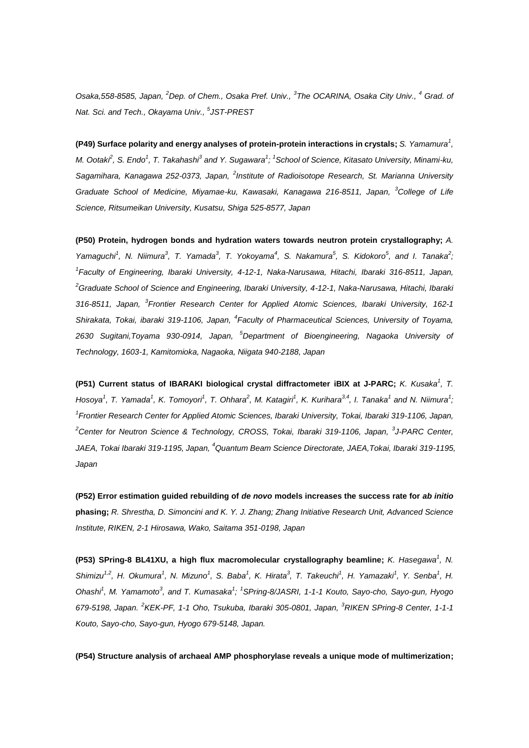*Osaka,558-8585, Japan, [2]Dep. of Chem., Osaka Pref. Univ., [3]The OCARINA, Osaka City Univ., [4] Grad. of Nat. Sci. and Tech., Okayama Univ., [5]JST-PREST*

**(P49) Surface polarity and energy analyses of protein-protein interactions in crystals;** *S. Yamamura[1], M. Ootaki[2], S. Endo[1], T. Takahashi[3] and Y. Sugawara[1]; [1]School of Science, Kitasato University, Minami-ku, Sagamihara, Kanagawa 252-0373, Japan, [2]Institute of Radioisotope Research, St. Marianna University Graduate School of Medicine, Miyamae-ku, Kawasaki, Kanagawa 216-8511, Japan, [3]College of Life Science, Ritsumeikan University, Kusatsu, Shiga 525-8577, Japan*

**(P50) Protein, hydrogen bonds and hydration waters towards neutron protein crystallography;** *A. Yamaguchi[1], N. Niimura[3], T. Yamada[3], T. Yokoyama[4], S. Nakamura[5], S. Kidokoro[5], and I. Tanaka[2]; [1]Faculty of Engineering, Ibaraki University, 4-12-1, Naka-Narusawa, Hitachi, Ibaraki 316-8511, Japan, [2]Graduate School of Science and Engineering, Ibaraki University, 4-12-1, Naka-Narusawa, Hitachi, Ibaraki 316-8511, Japan, [3]Frontier Research Center for Applied Atomic Sciences, Ibaraki University, 162-1 Shirakata, Tokai, ibaraki 319-1106, Japan, [4]Faculty of Pharmaceutical Sciences, University of Toyama, 2630 Sugitani,Toyama 930-0914, Japan, [5]Department of Bioengineering, Nagaoka University of Technology, 1603-1, Kamitomioka, Nagaoka, Niigata 940-2188, Japan*

**(P51) Current status of IBARAKI biological crystal diffractometer iBIX at J-PARC;** *K. Kusaka[1], T. Hosoya[1], T. Yamada[1], K. Tomoyori[1], T. Ohhara[2], M. Katagiri[1], K. Kurihara[3,4], I. Tanaka[1] and N. Niimura[1]; [1]Frontier Research Center for Applied Atomic Sciences, Ibaraki University, Tokai, Ibaraki 319-1106, Japan, [2]Center for Neutron Science & Technology, CROSS, Tokai, Ibaraki 319-1106, Japan, [3]J-PARC Center, JAEA, Tokai Ibaraki 319-1195, Japan, [4]Quantum Beam Science Directorate, JAEA,Tokai, Ibaraki 319-1195, Japan*

**(P52) Error estimation guided rebuilding of *de novo* models increases the success rate for *ab initio* phasing;** *R. Shrestha, D. Simoncini and K. Y. J. Zhang; Zhang Initiative Research Unit, Advanced Science Institute, RIKEN, 2-1 Hirosawa, Wako, Saitama 351-0198, Japan*

**(P53) SPring-8 BL41XU, a high flux macromolecular crystallography beamline;** *K. Hasegawa[1], N. Shimizu[1,2], H. Okumura[1], N. Mizuno[1], S. Baba[1], K. Hirata[3], T. Takeuchi[1], H. Yamazaki[1], Y. Senba[1], H. Ohashi[1], M. Yamamoto[3], and T. Kumasaka[1]; [1]SPring-8/JASRI, 1-1-1 Kouto, Sayo-cho, Sayo-gun, Hyogo 679-5198, Japan. [2]KEK-PF, 1-1 Oho, Tsukuba, Ibaraki 305-0801, Japan, [3]RIKEN SPring-8 Center, 1-1-1 Kouto, Sayo-cho, Sayo-gun, Hyogo 679-5148, Japan.*

**(P54) Structure analysis of archaeal AMP phosphorylase reveals a unique mode of multimerization;**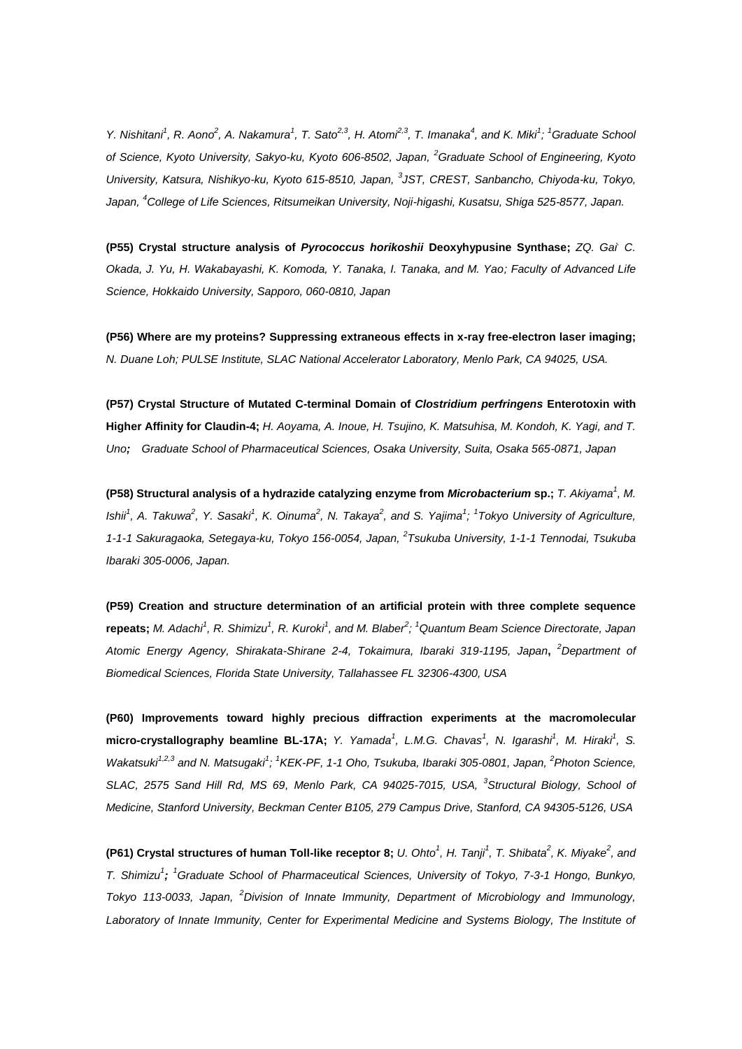*Y. Nishitani[1], R. Aono[2], A. Nakamura[1], T. Sato[2,3], H. Atomi[2,3], T. Imanaka[4], and K. Miki[1]; [1]Graduate School of Science, Kyoto University, Sakyo-ku, Kyoto 606-8502, Japan, [2]Graduate School of Engineering, Kyoto University, Katsura, Nishikyo-ku, Kyoto 615-8510, Japan, [3]JST, CREST, Sanbancho, Chiyoda-ku, Tokyo, Japan, [4]College of Life Sciences, Ritsumeikan University, Noji-higashi, Kusatsu, Shiga 525-8577, Japan.*

**(P55) Crystal structure analysis of *Pyrococcus horikoshii* Deoxyhypusine Synthase;** *ZQ. Gai, C. Okada, J. Yu, H. Wakabayashi, K. Komoda, Y. Tanaka, I. Tanaka, and M. Yao; Faculty of Advanced Life Science, Hokkaido University, Sapporo, 060-0810, Japan*

**(P56) Where are my proteins? Suppressing extraneous effects in x-ray free-electron laser imaging;** *N. Duane Loh; PULSE Institute, SLAC National Accelerator Laboratory, Menlo Park, CA 94025, USA.*

**(P57) Crystal Structure of Mutated C-terminal Domain of *Clostridium perfringens* Enterotoxin with Higher Affinity for Claudin-4;** *H. Aoyama, A. Inoue, H. Tsujino, K. Matsuhisa, M. Kondoh, K. Yagi, and T. Uno;* *Graduate School of Pharmaceutical Sciences, Osaka University, Suita, Osaka 565-0871, Japan*

**(P58) Structural analysis of a hydrazide catalyzing enzyme from *Microbacterium* sp.;** *T. Akiyama[1], M. Ishii[1], A. Takuwa[2], Y. Sasaki[1], K. Oinuma[2], N. Takaya[2], and S. Yajima[1]; [1]Tokyo University of Agriculture, 1-1-1 Sakuragaoka, Setegaya-ku, Tokyo 156-0054, Japan, [2]Tsukuba University, 1-1-1 Tennodai, Tsukuba Ibaraki 305-0006, Japan.*

**(P59) Creation and structure determination of an artificial protein with three complete sequence repeats;** *M. Adachi[1], R. Shimizu[1], R. Kuroki[1], and M. Blaber[2]; [1]Quantum Beam Science Directorate, Japan Atomic Energy Agency, Shirakata-Shirane 2-4, Tokaimura, Ibaraki 319-1195, Japan*, *[2]Department of Biomedical Sciences, Florida State University, Tallahassee FL 32306-4300, USA*

**(P60) Improvements toward highly precious diffraction experiments at the macromolecular micro-crystallography beamline BL-17A;** *Y. Yamada[1], L.M.G. Chavas[1], N. Igarashi[1], M. Hiraki[1], S. Wakatsuki[1,2,3] and N. Matsugaki[1]; [1]KEK-PF, 1-1 Oho, Tsukuba, Ibaraki 305-0801, Japan, [2]Photon Science, SLAC, 2575 Sand Hill Rd, MS 69, Menlo Park, CA 94025-7015, USA, [3]Structural Biology, School of Medicine, Stanford University, Beckman Center B105, 279 Campus Drive, Stanford, CA 94305-5126, USA*

**(P61) Crystal structures of human Toll-like receptor 8;** *U. Ohto[1], H. Tanji[1], T. Shibata[2], K. Miyake[2], and T. Shimizu[1]; [1]Graduate School of Pharmaceutical Sciences, University of Tokyo, 7-3-1 Hongo, Bunkyo, Tokyo 113-0033, Japan, [2]Division of Innate Immunity, Department of Microbiology and Immunology, Laboratory of Innate Immunity, Center for Experimental Medicine and Systems Biology, The Institute of*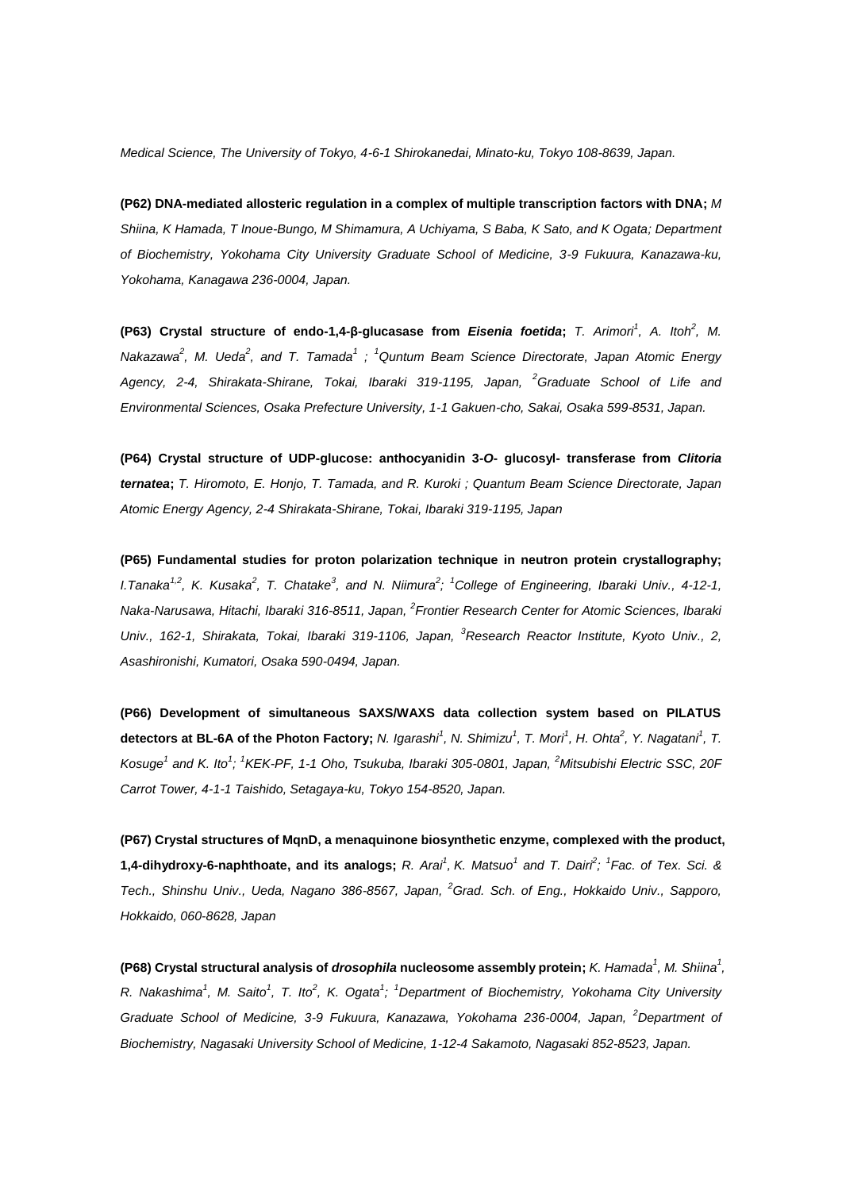*Medical Science, The University of Tokyo, 4-6-1 Shirokanedai, Minato-ku, Tokyo 108-8639, Japan.*

**(P62) DNA-mediated allosteric regulation in a complex of multiple transcription factors with DNA;** *M Shiina, K Hamada, T Inoue-Bungo, M Shimamura, A Uchiyama, S Baba, K Sato, and K Ogata; Department of Biochemistry, Yokohama City University Graduate School of Medicine, 3-9 Fukuura, Kanazawa-ku, Yokohama, Kanagawa 236-0004, Japan.*

**(P63) Crystal structure of endo-1,4-β-glucasase from *Eisenia foetida*;** *T. Arimori[1], A. Itoh[2], M. Nakazawa[2], M. Ueda[2], and T. Tamada[1] ; [1]Quntum Beam Science Directorate, Japan Atomic Energy Agency, 2-4, Shirakata-Shirane, Tokai, Ibaraki 319-1195, Japan, [2]Graduate School of Life and Environmental Sciences, Osaka Prefecture University, 1-1 Gakuen-cho, Sakai, Osaka 599-8531, Japan.*

**(P64) Crystal structure of UDP-glucose: anthocyanidin 3-*O*- glucosyl- transferase from *Clitoria ternatea*;** *T. Hiromoto, E. Honjo, T. Tamada, and R. Kuroki ; Quantum Beam Science Directorate, Japan Atomic Energy Agency, 2-4 Shirakata-Shirane, Tokai, Ibaraki 319-1195, Japan*

**(P65) Fundamental studies for proton polarization technique in neutron protein crystallography;** *I.Tanaka[1,2], K. Kusaka[2], T. Chatake[3], and N. Niimura[2]; [1]College of Engineering, Ibaraki Univ., 4-12-1, Naka-Narusawa, Hitachi, Ibaraki 316-8511, Japan, [2]Frontier Research Center for Atomic Sciences, Ibaraki Univ., 162-1, Shirakata, Tokai, Ibaraki 319-1106, Japan, [3]Research Reactor Institute, Kyoto Univ., 2, Asashironishi, Kumatori, Osaka 590-0494, Japan.*

**(P66) Development of simultaneous SAXS/WAXS data collection system based on PILATUS detectors at BL-6A of the Photon Factory;** *N. Igarashi[1], N. Shimizu[1], T. Mori[1], H. Ohta[2], Y. Nagatani[1], T. Kosuge[1] and K. Ito[1]; [1]KEK-PF, 1-1 Oho, Tsukuba, Ibaraki 305-0801, Japan, [2]Mitsubishi Electric SSC, 20F Carrot Tower, 4-1-1 Taishido, Setagaya-ku, Tokyo 154-8520, Japan.*

**(P67) Crystal structures of MqnD, a menaquinone biosynthetic enzyme, complexed with the product, 1,4-dihydroxy-6-naphthoate, and its analogs;** *R. Arai[1], K. Matsuo[1] and T. Dairi[2]; [1]Fac. of Tex. Sci. & Tech., Shinshu Univ., Ueda, Nagano 386-8567, Japan, [2]Grad. Sch. of Eng., Hokkaido Univ., Sapporo, Hokkaido, 060-8628, Japan*

**(P68) Crystal structural analysis of *drosophila* nucleosome assembly protein;** *K. Hamada[1], M. Shiina[1], R. Nakashima[1], M. Saito[1], T. Ito[2], K. Ogata[1]; [1]Department of Biochemistry, Yokohama City University Graduate School of Medicine, 3-9 Fukuura, Kanazawa, Yokohama 236-0004, Japan, [2]Department of Biochemistry, Nagasaki University School of Medicine, 1-12-4 Sakamoto, Nagasaki 852-8523, Japan.*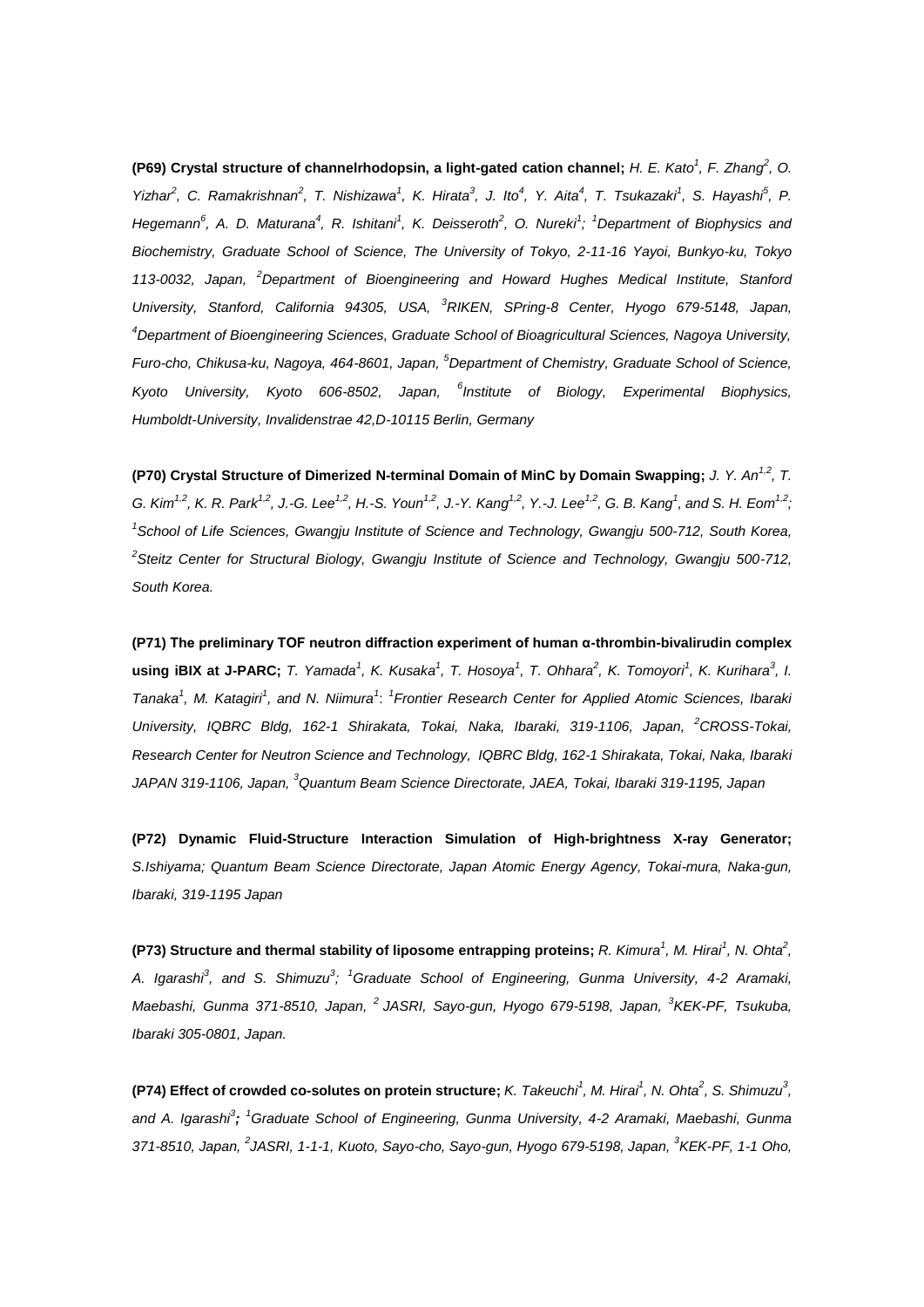**(P69) Crystal structure of channelrhodopsin, a light-gated cation channel;** *H. E. Kato[1], F. Zhang[2], O. Yizhar[2], C. Ramakrishnan[2], T. Nishizawa[1], K. Hirata[3], J. Ito[4], Y. Aita[4], T. Tsukazaki[1], S. Hayashi[5], P. Hegemann[6], A. D. Maturana[4], R. Ishitani[1], K. Deisseroth[2], O. Nureki[1]; [1]Department of Biophysics and Biochemistry, Graduate School of Science, The University of Tokyo, 2-11-16 Yayoi, Bunkyo-ku, Tokyo 113-0032, Japan, [2]Department of Bioengineering and Howard Hughes Medical Institute, Stanford University, Stanford, California 94305, USA, [3]RIKEN, SPring-8 Center, Hyogo 679-5148, Japan, [4]Department of Bioengineering Sciences, Graduate School of Bioagricultural Sciences, Nagoya University, Furo-cho, Chikusa-ku, Nagoya, 464-8601, Japan, [5]Department of Chemistry, Graduate School of Science, Kyoto University, Kyoto 606-8502, Japan, [6]Institute of Biology, Experimental Biophysics, Humboldt-University, Invalidenstrae 42,D-10115 Berlin, Germany*

**(P70) Crystal Structure of Dimerized N-terminal Domain of MinC by Domain Swapping;** *J. Y. An[1,2], T. G. Kim[1,2], K. R. Park[1,2], J.-G. Lee[1,2], H.-S. Youn[1,2], J.-Y. Kang[1,2], Y.-J. Lee[1,2], G. B. Kang[1], and S. H. Eom[1,2]; [1]School of Life Sciences, Gwangju Institute of Science and Technology, Gwangju 500-712, South Korea, [2]Steitz Center for Structural Biology, Gwangju Institute of Science and Technology, Gwangju 500-712, South Korea.*

**(P71) The preliminary TOF neutron diffraction experiment of human α-thrombin-bivalirudin complex using iBIX at J-PARC;** *T. Yamada[1], K. Kusaka[1], T. Hosoya[1], T. Ohhara[2], K. Tomoyori[1], K. Kurihara[3], I. Tanaka[1], M. Katagiri[1], and N. Niimura[1]: [1]Frontier Research Center for Applied Atomic Sciences, Ibaraki University, IQBRC Bldg, 162-1 Shirakata, Tokai, Naka, Ibaraki, 319-1106, Japan, [2]CROSS-Tokai, Research Center for Neutron Science and Technology, IQBRC Bldg, 162-1 Shirakata, Tokai, Naka, Ibaraki JAPAN 319-1106, Japan, [3]Quantum Beam Science Directorate, JAEA, Tokai, Ibaraki 319-1195, Japan*

**(P72) Dynamic Fluid-Structure Interaction Simulation of High-brightness X-ray Generator;** *S.Ishiyama; Quantum Beam Science Directorate, Japan Atomic Energy Agency, Tokai-mura, Naka-gun, Ibaraki, 319-1195 Japan*

**(P73) Structure and thermal stability of liposome entrapping proteins;** *R. Kimura[1], M. Hirai[1], N. Ohta[2], A. Igarashi[3], and S. Shimuzu[3]; [1]Graduate School of Engineering, Gunma University, 4-2 Aramaki, Maebashi, Gunma 371-8510, Japan, [2] JASRI, Sayo-gun, Hyogo 679-5198, Japan, [3]KEK-PF, Tsukuba, Ibaraki 305-0801, Japan.*

**(P74) Effect of crowded co-solutes on protein structure;** *K. Takeuchi[1], M. Hirai[1], N. Ohta[2], S. Shimuzu[3], and A. Igarashi[3]; [1]Graduate School of Engineering, Gunma University, 4-2 Aramaki, Maebashi, Gunma 371-8510, Japan, [2]JASRI, 1-1-1, Kuoto, Sayo-cho, Sayo-gun, Hyogo 679-5198, Japan, [3]KEK-PF, 1-1 Oho,*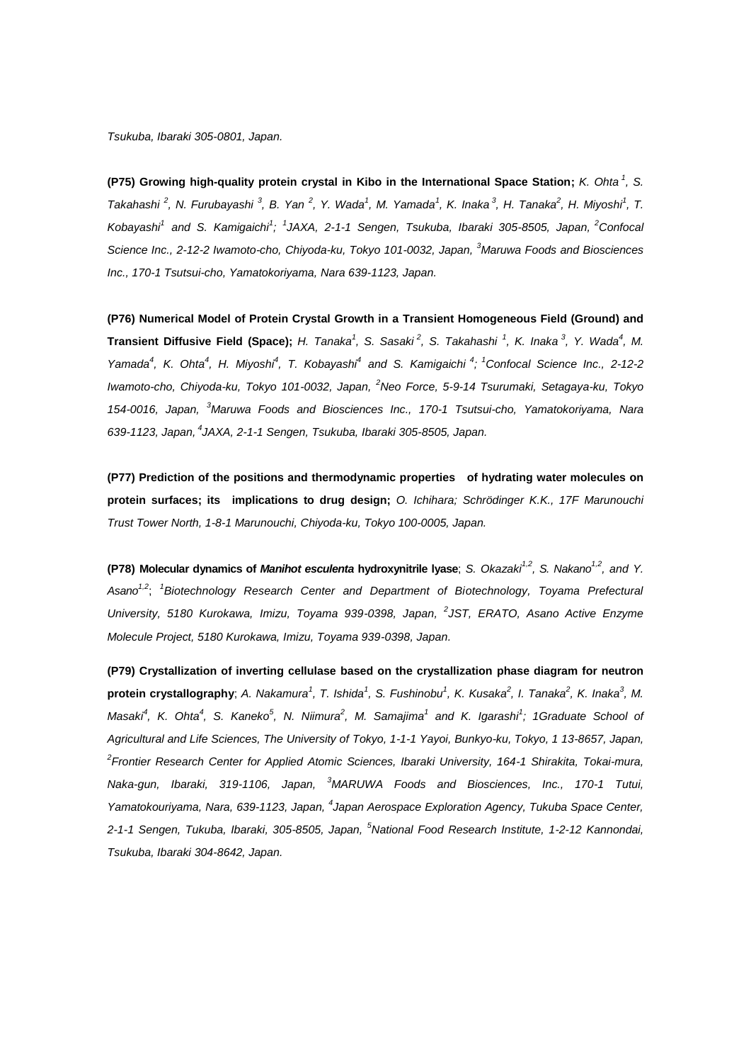*Tsukuba, Ibaraki 305-0801, Japan.*

**(P75) Growing high-quality protein crystal in Kibo in the International Space Station;** *K. Ohta [1], S. Takahashi [2], N. Furubayashi [3], B. Yan [2], Y. Wada[1], M. Yamada[1], K. Inaka [3], H. Tanaka[2], H. Miyoshi[1], T. Kobayashi[1] and S. Kamigaichi[1]; [1]JAXA, 2-1-1 Sengen, Tsukuba, Ibaraki 305-8505, Japan, [2]Confocal Science Inc., 2-12-2 Iwamoto-cho, Chiyoda-ku, Tokyo 101-0032, Japan, [3]Maruwa Foods and Biosciences Inc., 170-1 Tsutsui-cho, Yamatokoriyama, Nara 639-1123, Japan.*

**(P76) Numerical Model of Protein Crystal Growth in a Transient Homogeneous Field (Ground) and Transient Diffusive Field (Space);** *H. Tanaka[1], S. Sasaki [2], S. Takahashi [1], K. Inaka [3], Y. Wada[4], M. Yamada[4], K. Ohta[4], H. Miyoshi[4], T. Kobayashi[4] and S. Kamigaichi [4]; [1]Confocal Science Inc., 2-12-2 Iwamoto-cho, Chiyoda-ku, Tokyo 101-0032, Japan, [2]Neo Force, 5-9-14 Tsurumaki, Setagaya-ku, Tokyo 154-0016, Japan, [3]Maruwa Foods and Biosciences Inc., 170-1 Tsutsui-cho, Yamatokoriyama, Nara 639-1123, Japan, [4]JAXA, 2-1-1 Sengen, Tsukuba, Ibaraki 305-8505, Japan.*

**(P77) Prediction of the positions and thermodynamic properties of hydrating water molecules on protein surfaces; its implications to drug design;** *O. Ichihara; Schrödinger K.K., 17F Marunouchi Trust Tower North, 1-8-1 Marunouchi, Chiyoda-ku, Tokyo 100-0005, Japan.*

**(P78) Molecular dynamics of *Manihot esculenta* hydroxynitrile lyase**; *S. Okazaki[1,2], S. Nakano[1,2], and Y. Asano[1,2]; [1]Biotechnology Research Center and Department of Biotechnology, Toyama Prefectural University, 5180 Kurokawa, Imizu, Toyama 939-0398, Japan, [2]JST, ERATO, Asano Active Enzyme Molecule Project, 5180 Kurokawa, Imizu, Toyama 939-0398, Japan.*

**(P79) Crystallization of inverting cellulase based on the crystallization phase diagram for neutron protein crystallography**; *A. Nakamura[1], T. Ishida[1], S. Fushinobu[1], K. Kusaka[2], I. Tanaka[2], K. Inaka[3], M. Masaki[4], K. Ohta[4], S. Kaneko[5], N. Niimura[2], M. Samajima[1] and K. Igarashi[1]; 1Graduate School of Agricultural and Life Sciences, The University of Tokyo, 1-1-1 Yayoi, Bunkyo-ku, Tokyo, 1 13-8657, Japan, [2]Frontier Research Center for Applied Atomic Sciences, Ibaraki University, 164-1 Shirakita, Tokai-mura, Naka-gun, Ibaraki, 319-1106, Japan, [3]MARUWA Foods and Biosciences, Inc., 170-1 Tutui, Yamatokouriyama, Nara, 639-1123, Japan, [4]Japan Aerospace Exploration Agency, Tukuba Space Center, 2-1-1 Sengen, Tukuba, Ibaraki, 305-8505, Japan, [5]National Food Research Institute, 1-2-12 Kannondai, Tsukuba, Ibaraki 304-8642, Japan.*